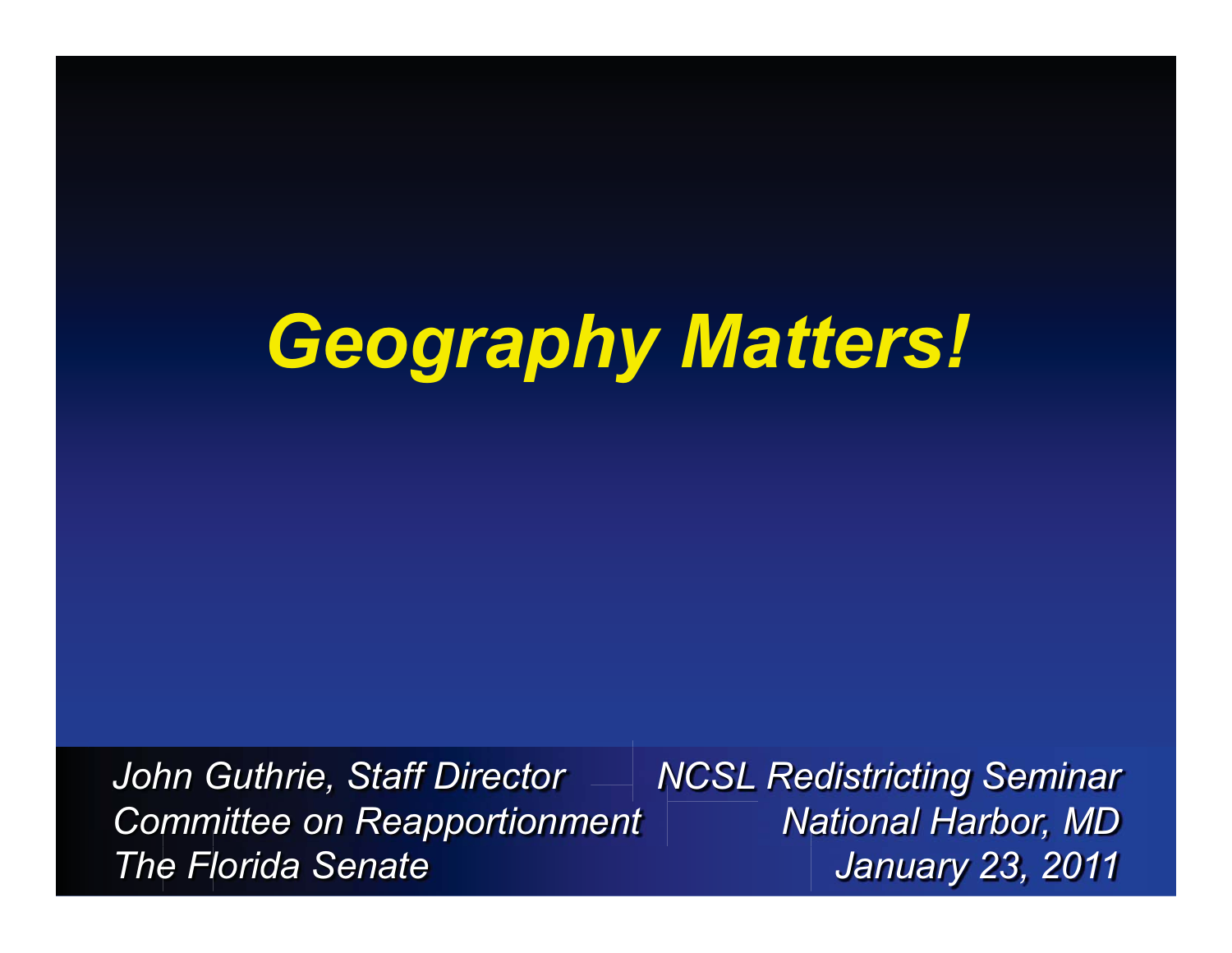# *Geography Matters!*

*John Guthrie, Staff Director*
*Committee on Reapportionment*
*The Florida Senate*

*NCSL Redistricting Seminar*
*National Harbor, MD*
*January 23, 2011*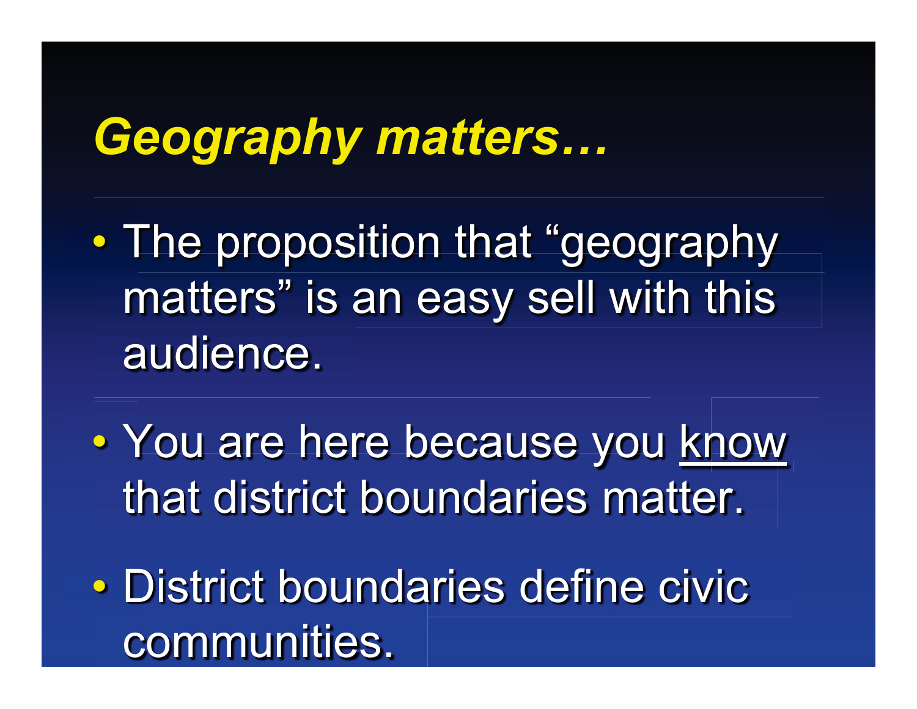# *Geography matters…*

- The proposition that “geography matters” is an easy sell with this audience.
- You are here because you <u>know</u> that district boundaries matter.
- District boundaries define civic communities.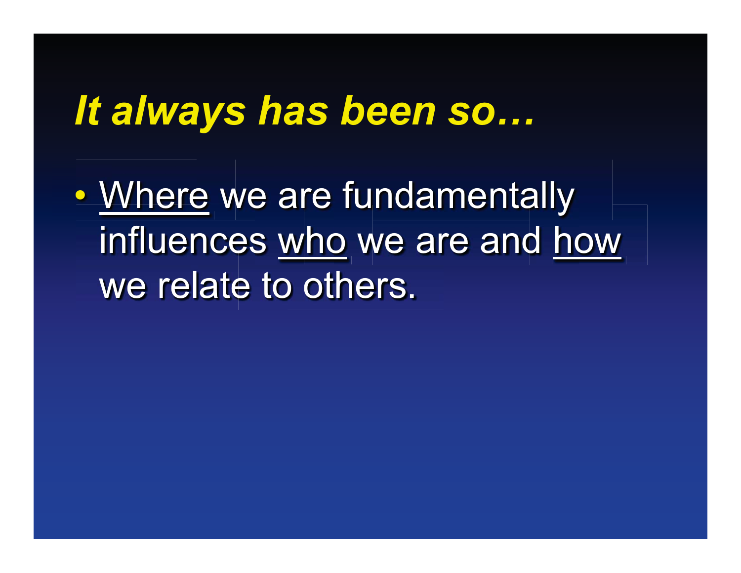# *It always has been so…*

- <u>Where</u> we are fundamentally influences <u>who</u> we are and <u>how</u> we relate to others.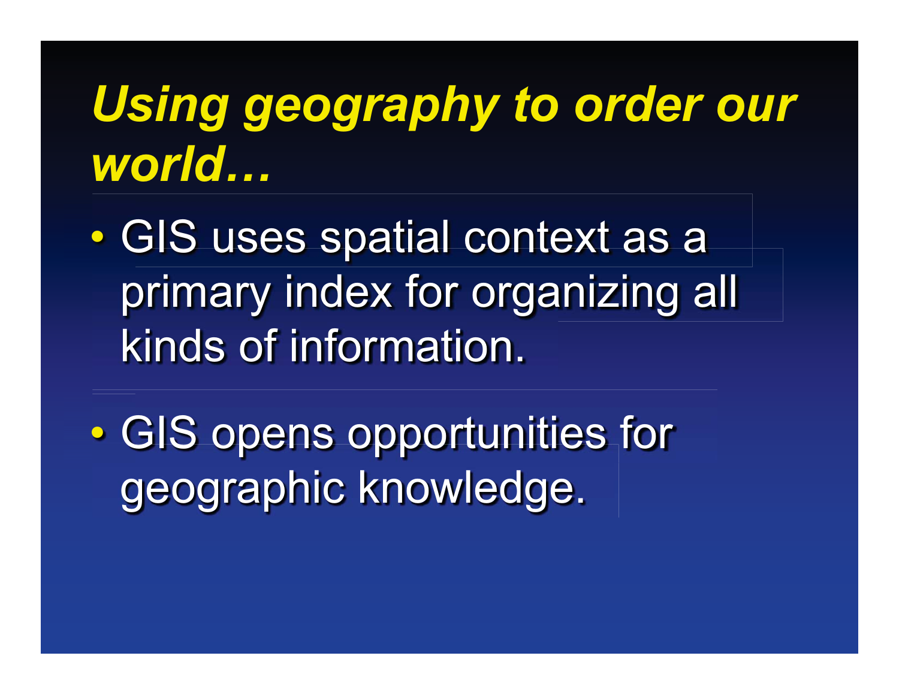# *Using geography to order our world…*

- GIS uses spatial context as a primary index for organizing all kinds of information.
- GIS opens opportunities for geographic knowledge.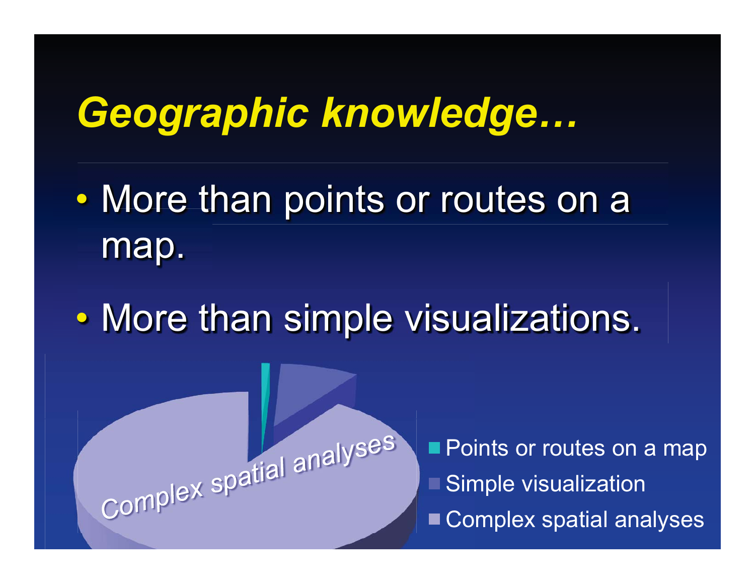# *Geographic knowledge…*

- More than points or routes on a map.
- More than simple visualizations.

*Complex spatial analyses*

- Points or routes on a map
- Simple visualization
- Complex spatial analyses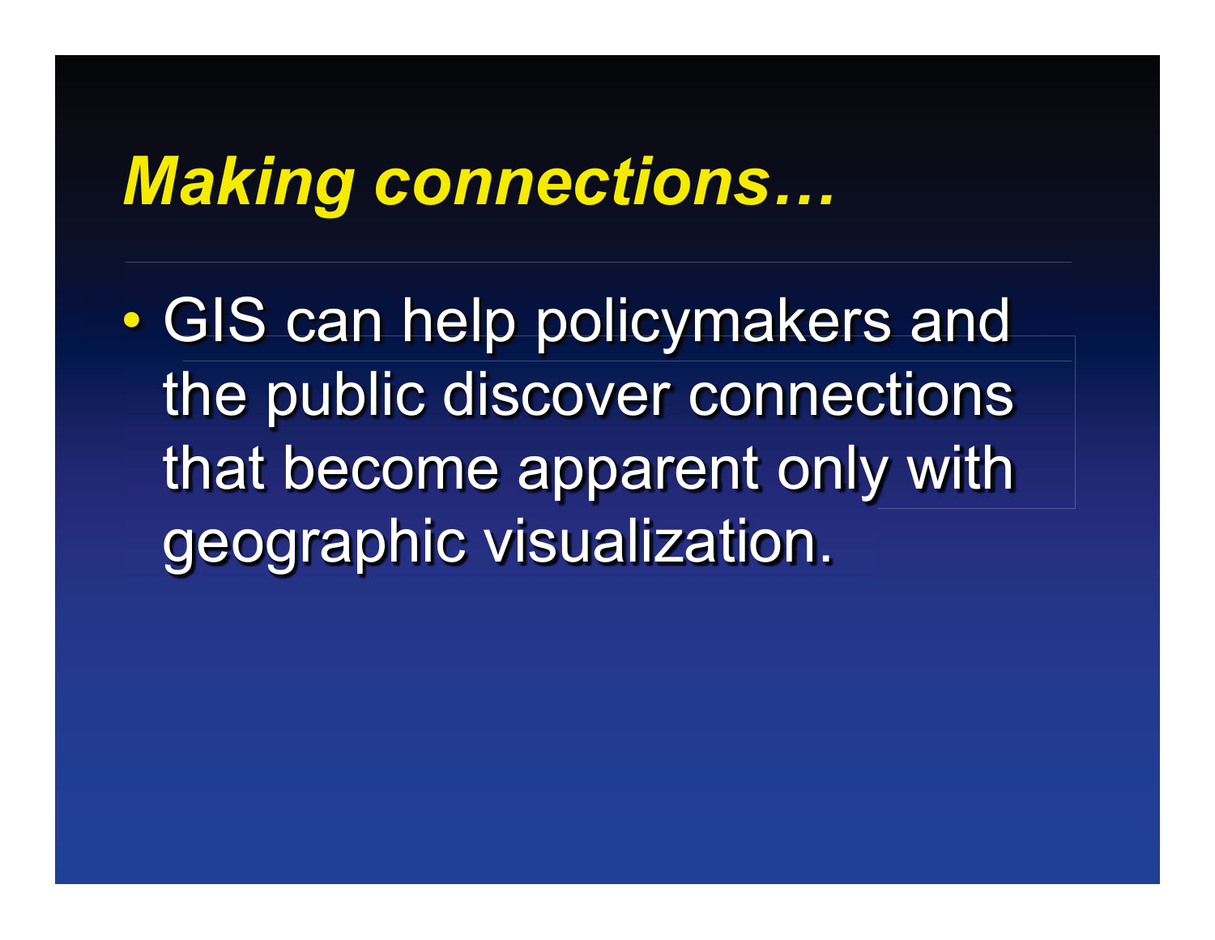# *Making connections…*

- GIS can help policymakers and the public discover connections that become apparent only with geographic visualization.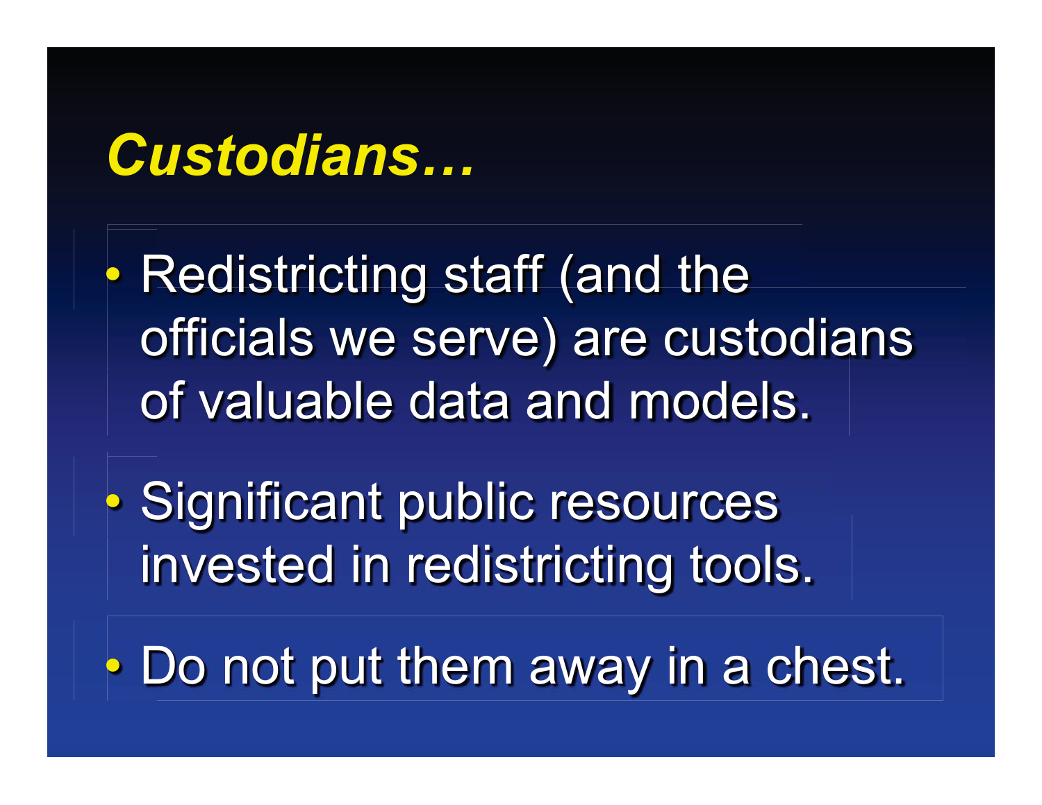# *Custodians…*

- Redistricting staff (and the officials we serve) are custodians of valuable data and models.
- Significant public resources invested in redistricting tools.
- Do not put them away in a chest.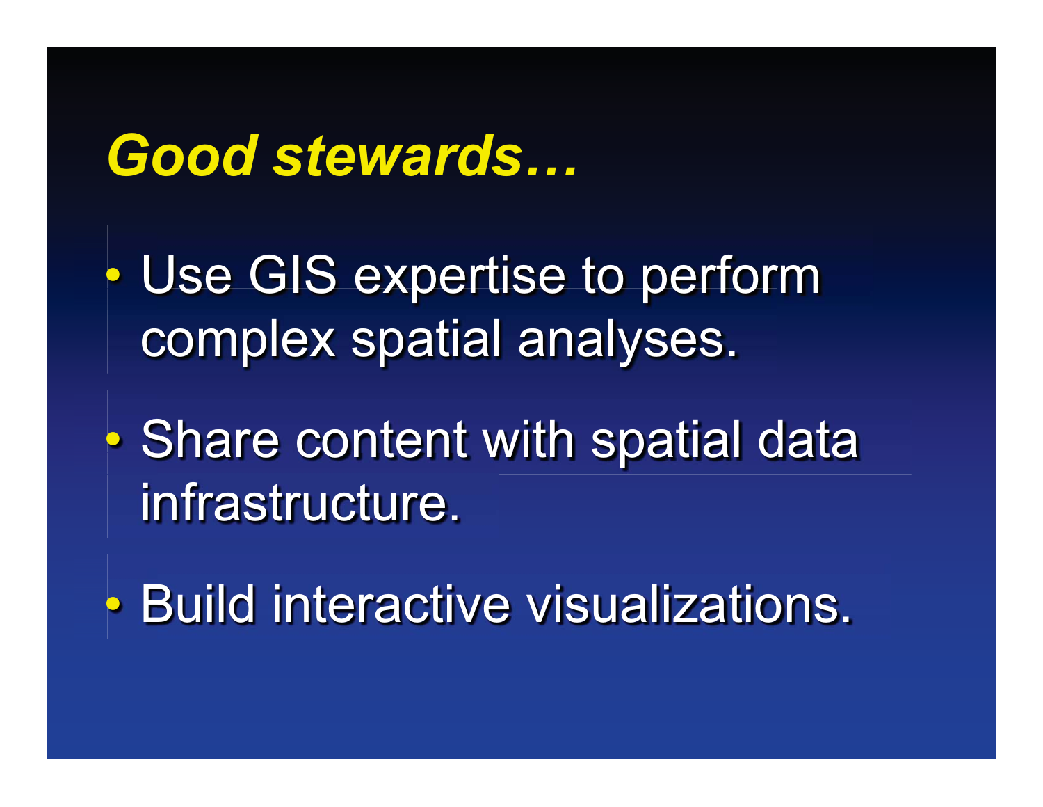# *Good stewards…*

- Use GIS expertise to perform complex spatial analyses.
- Share content with spatial data infrastructure.
- Build interactive visualizations.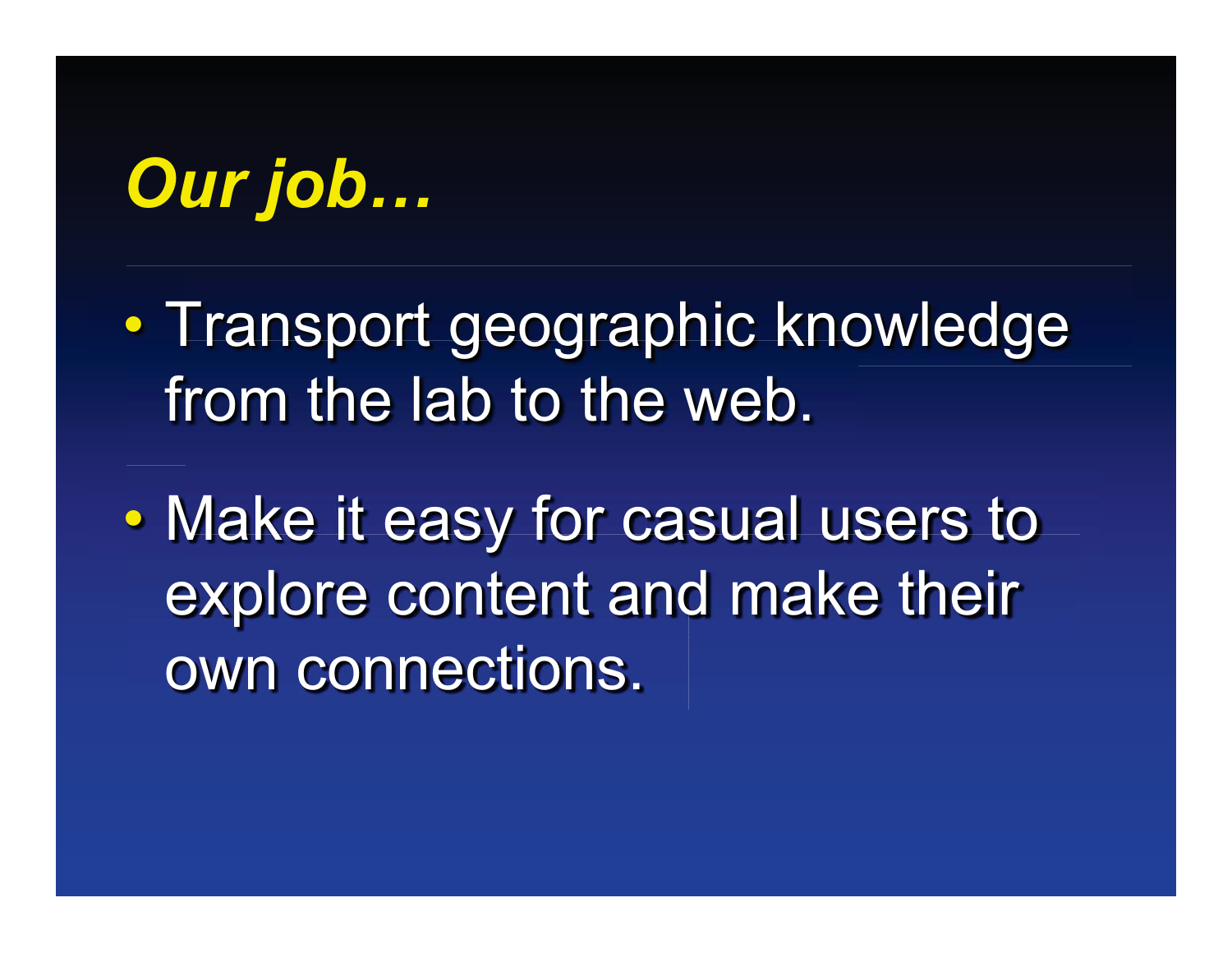# *Our job…*

- Transport geographic knowledge from the lab to the web.
- Make it easy for casual users to explore content and make their own connections.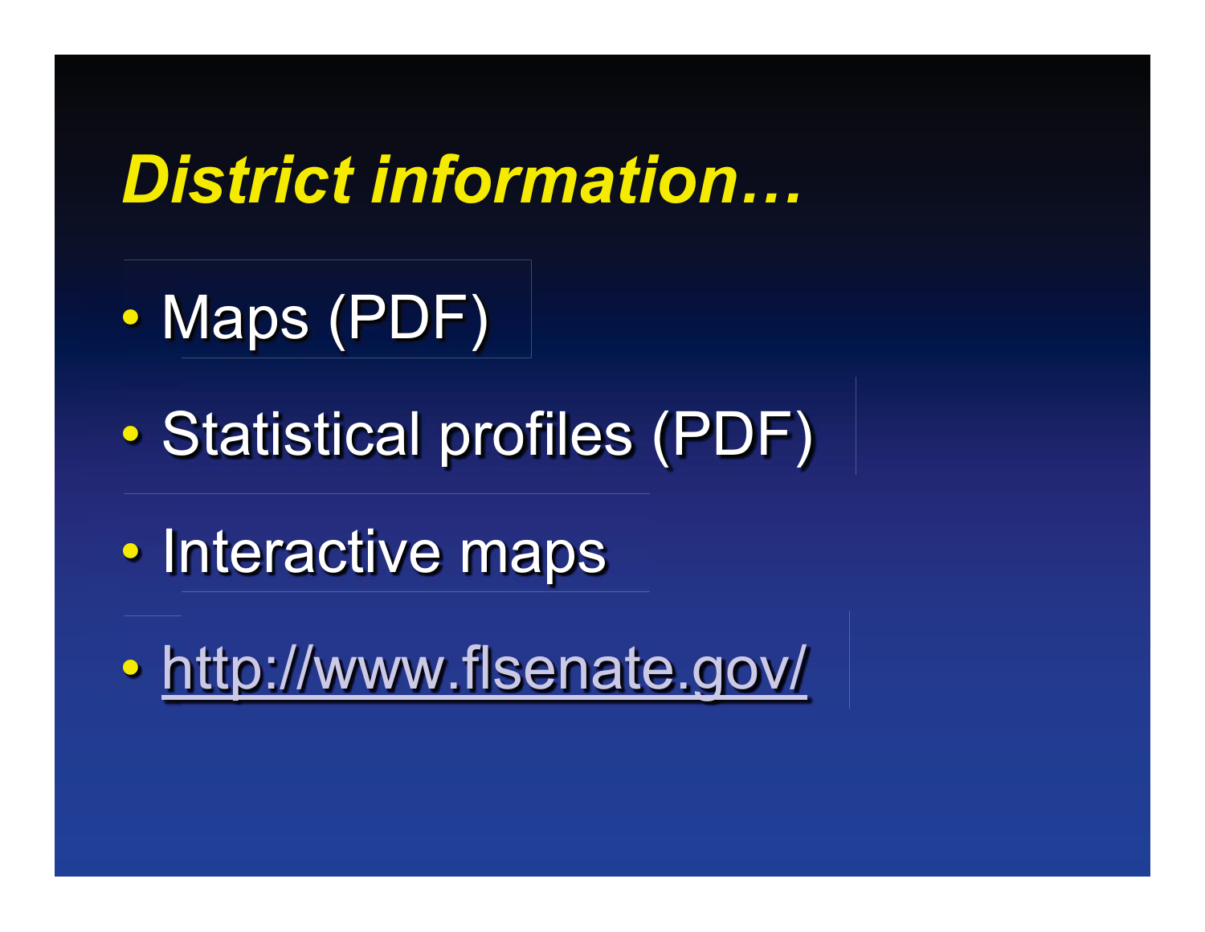# *District information…*

- Maps (PDF)
- Statistical profiles (PDF)
- Interactive maps
- http://www.flsenate.gov/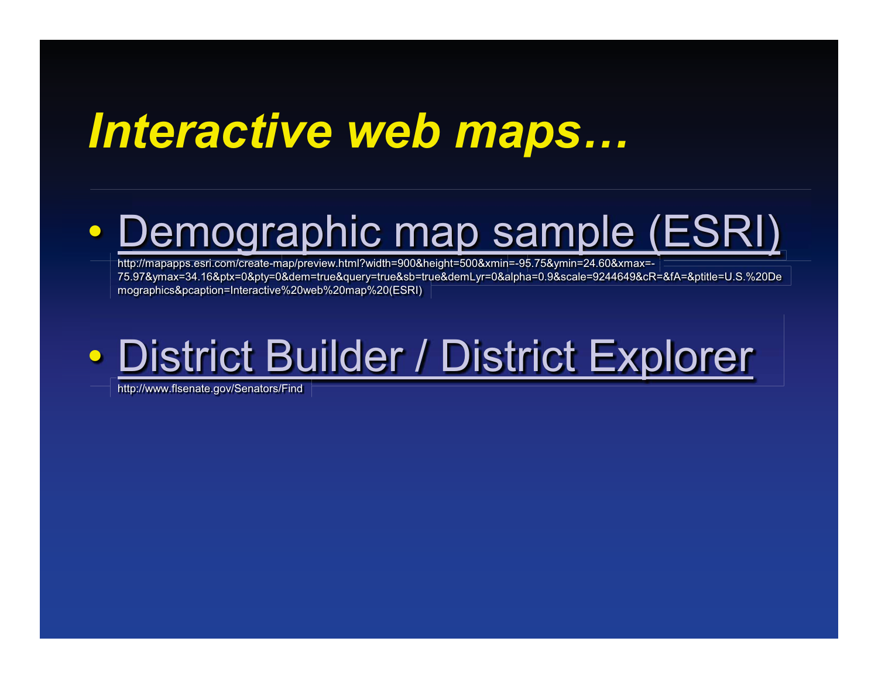# *Interactive web maps…*

- Demographic map sample (ESRI)

  http://mapapps.esri.com/create-map/preview.html?width=900&height=500&xmin=-95.75&ymin=24.60&xmax=-75.97&ymax=34.16&ptx=0&pty=0&dem=true&query=true&sb=true&demLyr=0&alpha=0.9&scale=9244649&cR=&fA=&ptitle=U.S.%20Demographics&pcaption=Interactive%20web%20map%20(ESRI)

- District Builder / District Explorer

  http://www.flsenate.gov/Senators/Find